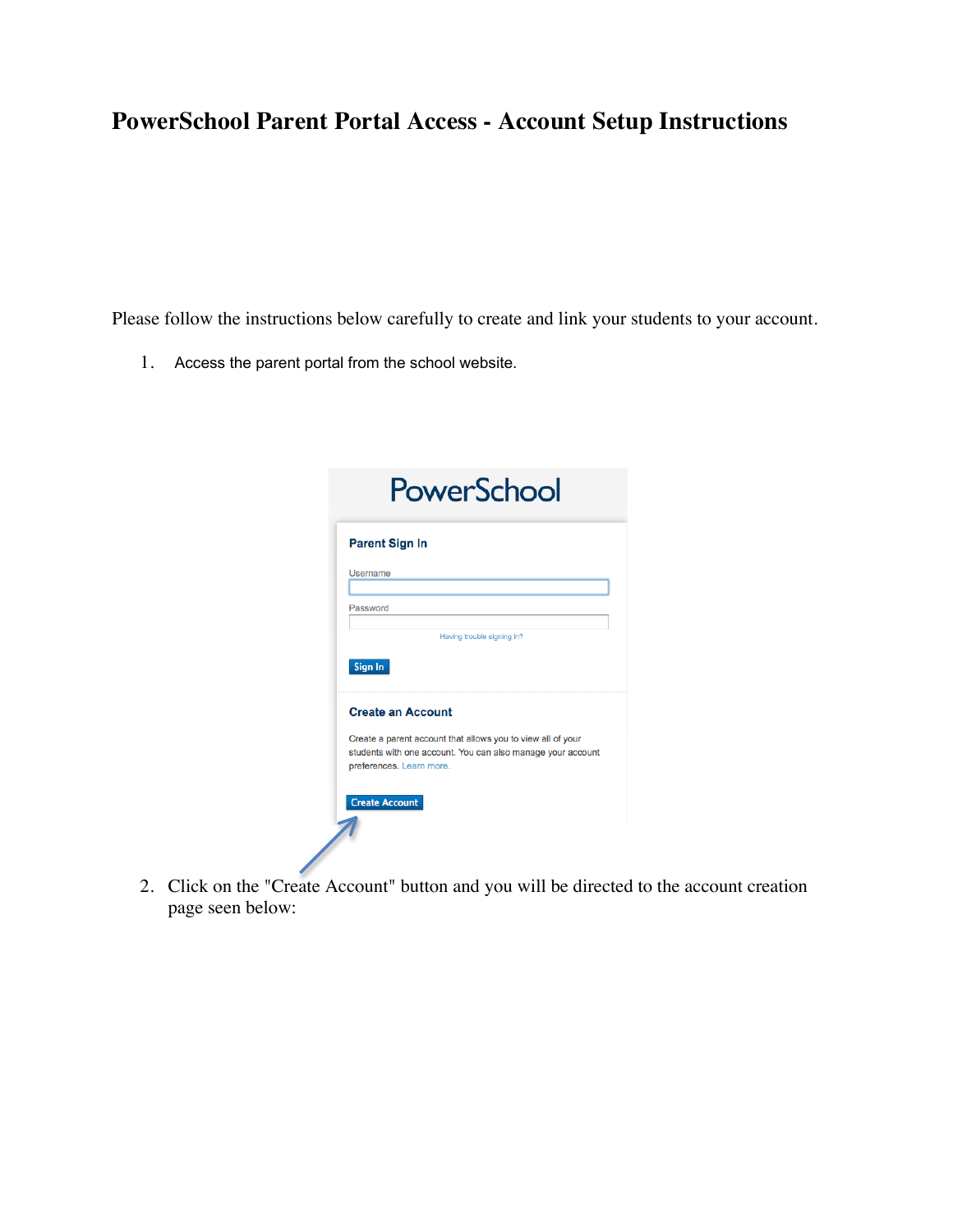# PowerSchool Parent Portal Access - Account Setup Instructions

Please follow the instructions below carefully to create and link your students to your account.

1. Access the parent portal from the school website.

2. Click on the "Create Account" button and you will be directed to the account creation page seen below: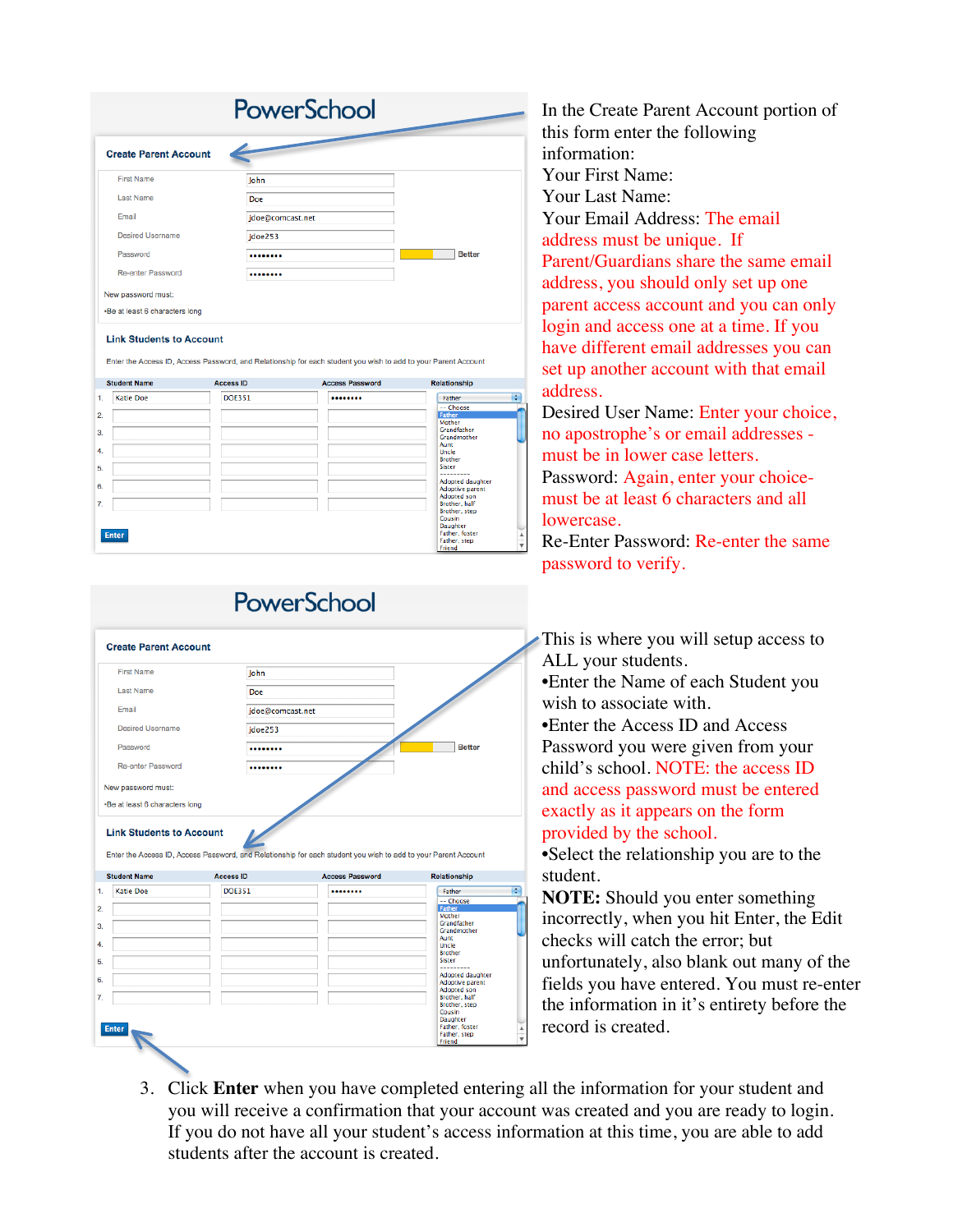In the Create Parent Account portion of this form enter the following information:

Your First Name:

Your Last Name:

Your Email Address: The email address must be unique. If Parent/Guardians share the same email address, you should only set up one parent access account and you can only login and access one at a time. If you have different email addresses you can set up another account with that email address.

Desired User Name: Enter your choice, no apostrophe's or email addresses - must be in lower case letters.

Password: Again, enter your choice- must be at least 6 characters and all lowercase.

Re-Enter Password: Re-enter the same password to verify.

This is where you will setup access to ALL your students.

- Enter the Name of each Student you wish to associate with.
- Enter the Access ID and Access Password you were given from your child's school. NOTE: the access ID and access password must be entered exactly as it appears on the form provided by the school.
- Select the relationship you are to the student.

**NOTE:** Should you enter something incorrectly, when you hit Enter, the Edit checks will catch the error; but unfortunately, also blank out many of the fields you have entered. You must re-enter the information in it's entirety before the record is created.

3. Click **Enter** when you have completed entering all the information for your student and you will receive a confirmation that your account was created and you are ready to login. If you do not have all your student's access information at this time, you are able to add students after the account is created.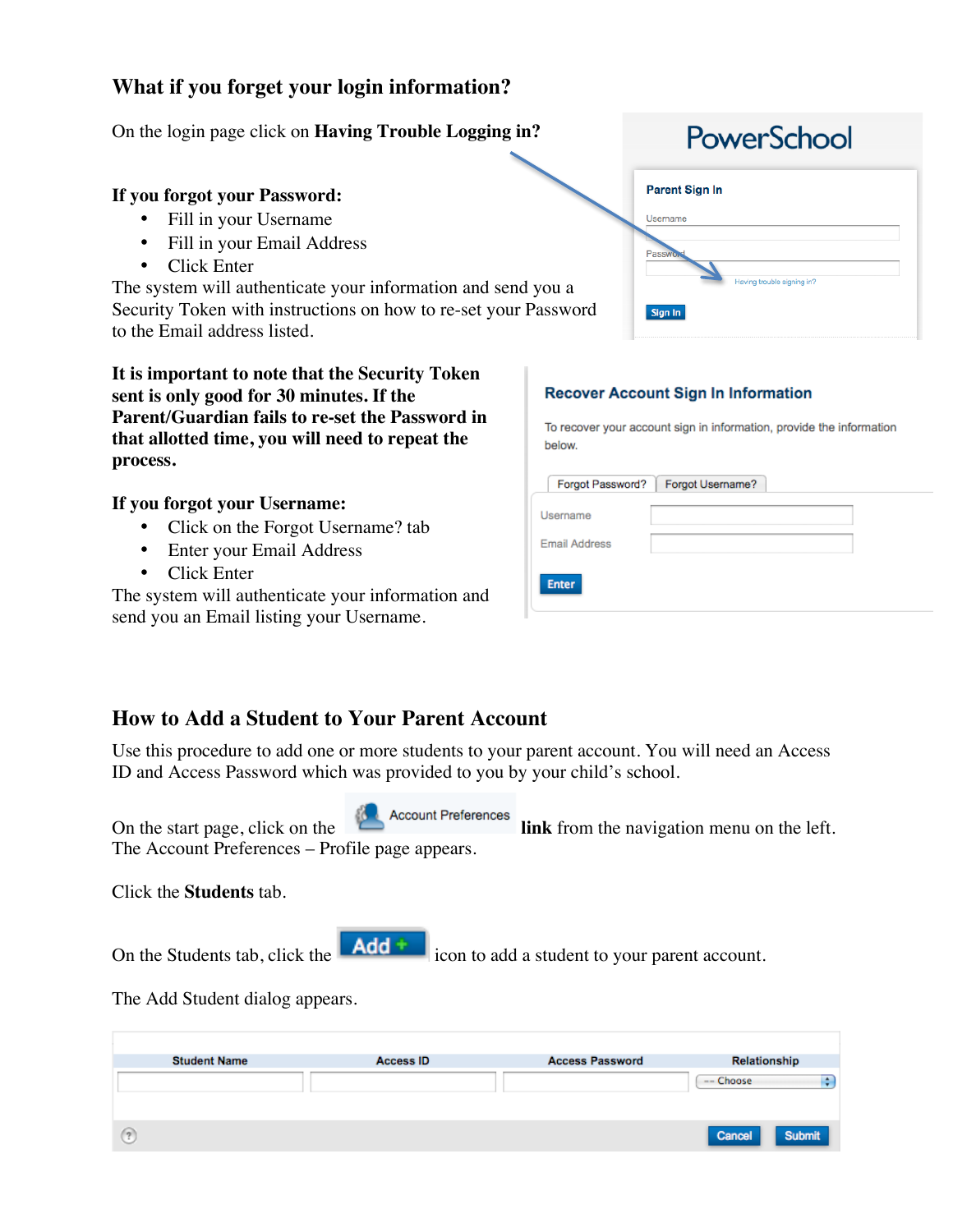## What if you forget your login information?

On the login page click on **Having Trouble Logging in?**

**If you forgot your Password:**

- Fill in your Username
- Fill in your Email Address
- Click Enter

The system will authenticate your information and send you a Security Token with instructions on how to re-set your Password to the Email address listed.

**It is important to note that the Security Token sent is only good for 30 minutes. If the Parent/Guardian fails to re-set the Password in that allotted time, you will need to repeat the process.**

**If you forgot your Username:**

- Click on the Forgot Username? tab
- Enter your Email Address
- Click Enter

The system will authenticate your information and send you an Email listing your Username.

## How to Add a Student to Your Parent Account

Use this procedure to add one or more students to your parent account. You will need an Access ID and Access Password which was provided to you by your child's school.

On the start page, click on the Account Preferences **link** from the navigation menu on the left. The Account Preferences – Profile page appears.

Click the **Students** tab.

On the Students tab, click the Add icon to add a student to your parent account.

The Add Student dialog appears.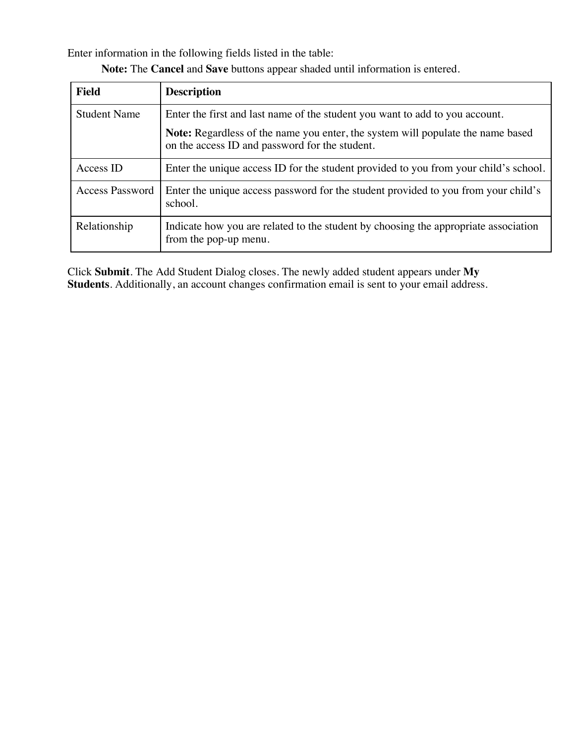Enter information in the following fields listed in the table:

**Note:** The **Cancel** and **Save** buttons appear shaded until information is entered.

| Field | Description |
|---|---|
| Student Name | Enter the first and last name of the student you want to add to you account. **Note:** Regardless of the name you enter, the system will populate the name based on the access ID and password for the student. |
| Access ID | Enter the unique access ID for the student provided to you from your child's school. |
| Access Password | Enter the unique access password for the student provided to you from your child's school. |
| Relationship | Indicate how you are related to the student by choosing the appropriate association from the pop-up menu. |

Click **Submit**. The Add Student Dialog closes. The newly added student appears under **My Students**. Additionally, an account changes confirmation email is sent to your email address.